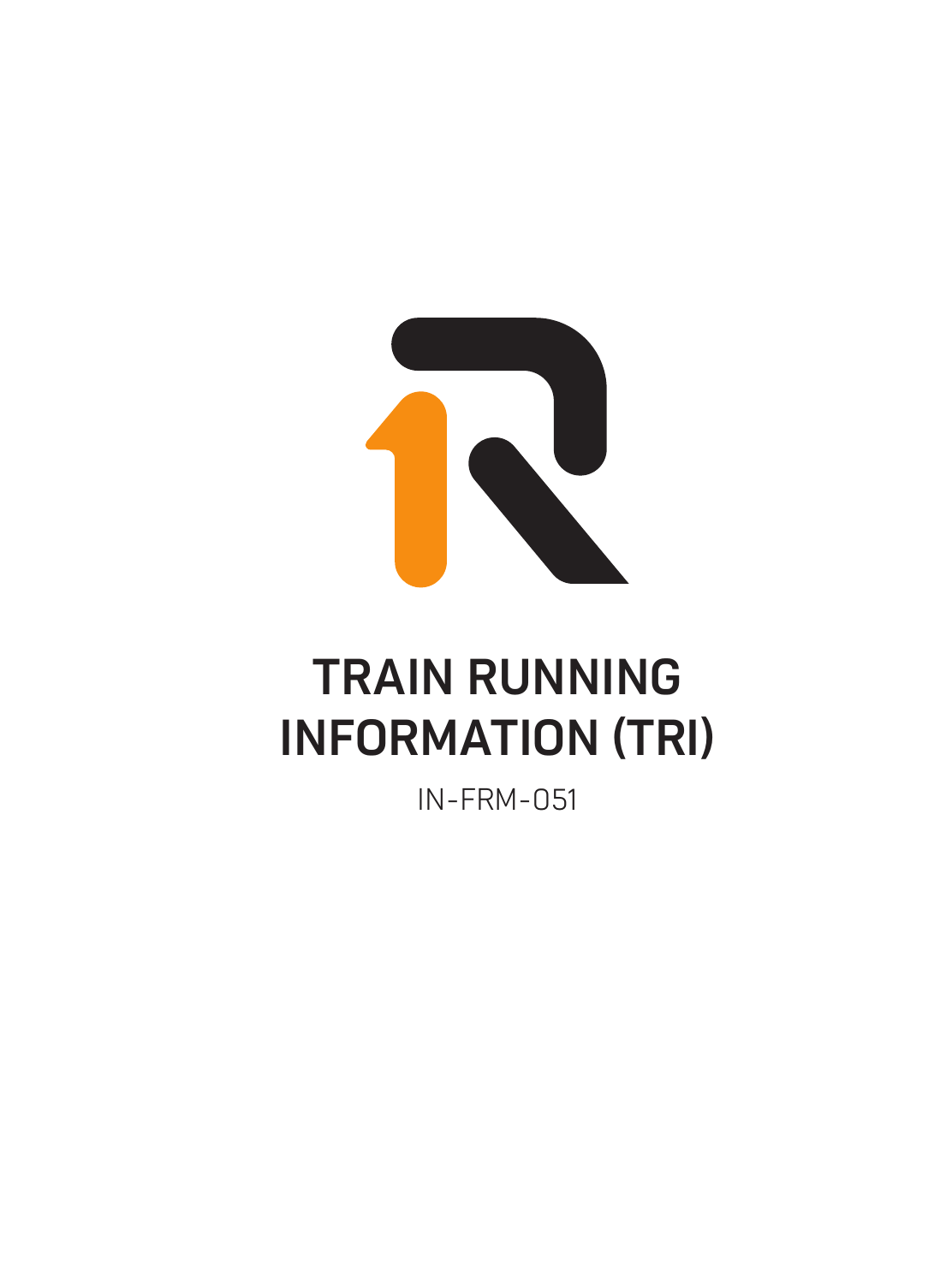# TRAIN RUNNING INFORMATION (TRI)

IN-FRM-051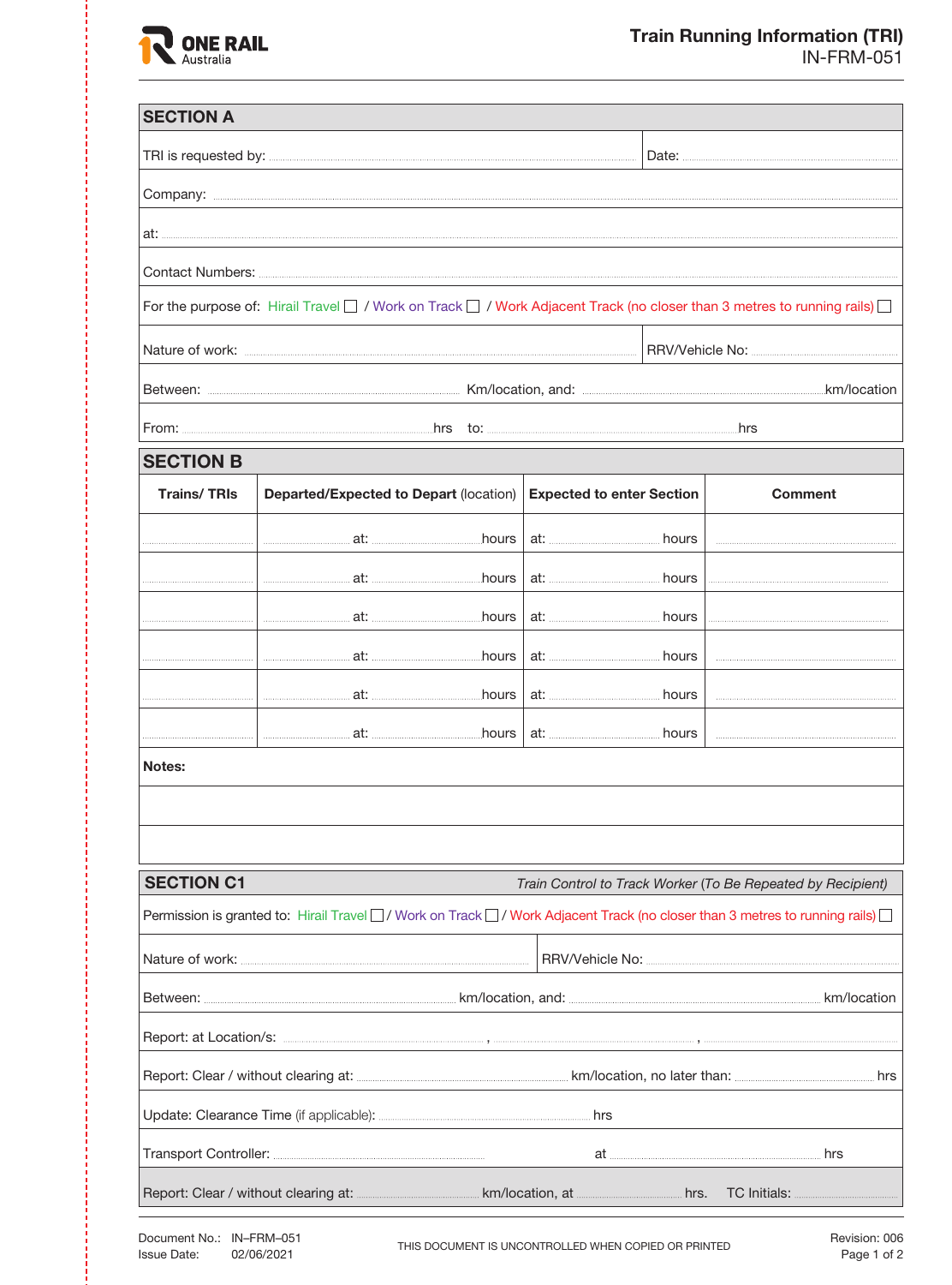ONE RAIL Australia

# Train Running Information (TRI)

IN-FRM-051

## SECTION A

TRI is requested by: ............................................................ Date: ..............................

Company: ............................................................

at: ............................................................

Contact Numbers: ............................................................

For the purpose of: Hirail Travel ☐ / Work on Track ☐ / Work Adjacent Track (no closer than 3 metres to running rails) ☐

Nature of work: ............................................................ RRV/Vehicle No: ..............................

Between: .............................. Km/location, and: ..............................km/location

From: ..............................hrs to: ..............................hrs

## SECTION B

| Trains/ TRIs | Departed/Expected to Depart (location) | Expected to enter Section | Comment |
|---|---|---|---|
| .............. | .............. at: ..............hours | at: .............. hours | .............. |
| .............. | .............. at: ..............hours | at: .............. hours | .............. |
| .............. | .............. at: ..............hours | at: .............. hours | .............. |
| .............. | .............. at: ..............hours | at: .............. hours | .............. |
| .............. | .............. at: ..............hours | at: .............. hours | .............. |
| .............. | .............. at: ..............hours | at: .............. hours | .............. |

**Notes:**

## SECTION C1

*Train Control to Track Worker (To Be Repeated by Recipient)*

Permission is granted to: Hirail Travel ☐ / Work on Track ☐ / Work Adjacent Track (no closer than 3 metres to running rails) ☐

Nature of work: .............................. RRV/Vehicle No: ..............................

Between: .............................. km/location, and: .............................. km/location

Report: at Location/s: .............................., .............................., ..............................

Report: Clear / without clearing at: .............................. km/location, no later than: .............................. hrs

Update: Clearance Time (if applicable): .............................. hrs

Transport Controller: .............................. at .............................. hrs

Report: Clear / without clearing at: .............................. km/location, at .............................. hrs. TC Initials: ..............................

Document No.: IN–FRM–051
Issue Date: 02/06/2021

THIS DOCUMENT IS UNCONTROLLED WHEN COPIED OR PRINTED

Revision: 006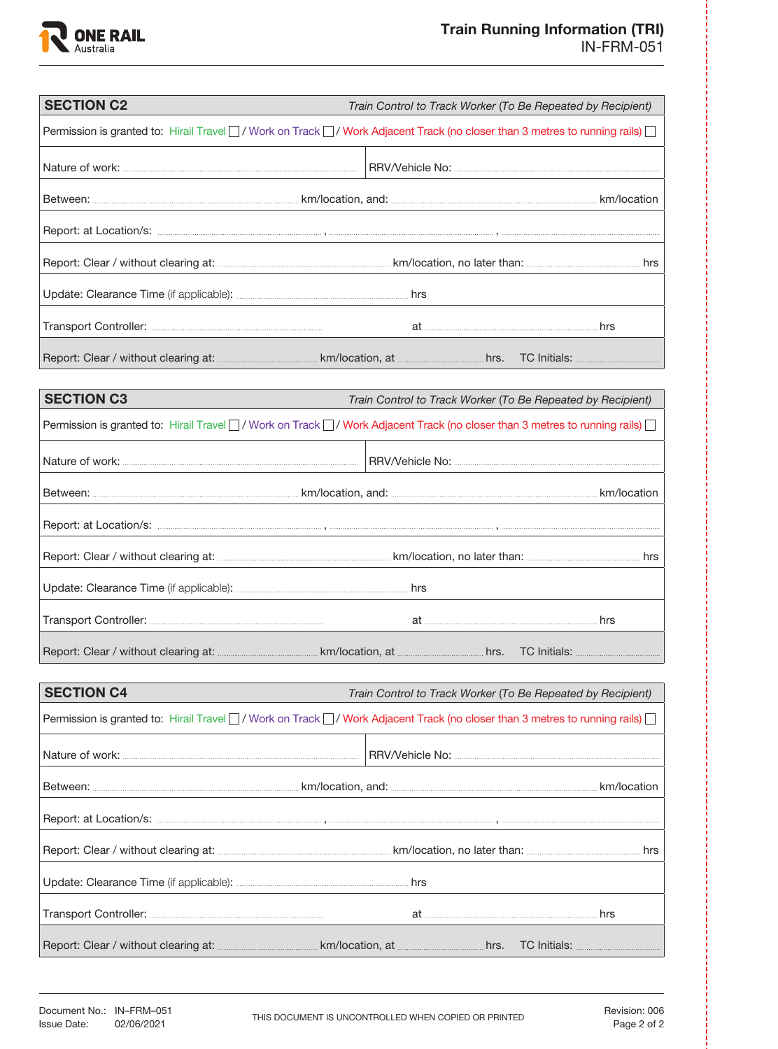## SECTION C2

*Train Control to Track Worker (To Be Repeated by Recipient)*

Permission is granted to: Hirail Travel ☐ / Work on Track ☐ / Work Adjacent Track (no closer than 3 metres to running rails) ☐

Nature of work: .................................................... RRV/Vehicle No: ....................................................

Between: .................................................... km/location, and: .................................................... km/location

Report: at Location/s: .................................................... , .................................................... , ....................................................

Report: Clear / without clearing at: .................................................... km/location, no later than: .................................................... hrs

Update: Clearance Time (if applicable): .................................................... hrs

Transport Controller: .................................................... at .................................................... hrs

Report: Clear / without clearing at: .................................................... km/location, at .................................................... hrs. TC Initials: ....................................................

## SECTION C3

*Train Control to Track Worker (To Be Repeated by Recipient)*

Permission is granted to: Hirail Travel ☐ / Work on Track ☐ / Work Adjacent Track (no closer than 3 metres to running rails) ☐

Nature of work: .................................................... RRV/Vehicle No: ....................................................

Between: .................................................... km/location, and: .................................................... km/location

Report: at Location/s: .................................................... , .................................................... , ....................................................

Report: Clear / without clearing at: .................................................... km/location, no later than: .................................................... hrs

Update: Clearance Time (if applicable): .................................................... hrs

Transport Controller: .................................................... at .................................................... hrs

Report: Clear / without clearing at: .................................................... km/location, at .................................................... hrs. TC Initials: ....................................................

## SECTION C4

*Train Control to Track Worker (To Be Repeated by Recipient)*

Permission is granted to: Hirail Travel ☐ / Work on Track ☐ / Work Adjacent Track (no closer than 3 metres to running rails) ☐

Nature of work: .................................................... RRV/Vehicle No: ....................................................

Between: .................................................... km/location, and: .................................................... km/location

Report: at Location/s: .................................................... , .................................................... , ....................................................

Report: Clear / without clearing at: .................................................... km/location, no later than: .................................................... hrs

Update: Clearance Time (if applicable): .................................................... hrs

Transport Controller: .................................................... at .................................................... hrs

Report: Clear / without clearing at: .................................................... km/location, at .................................................... hrs. TC Initials: ....................................................